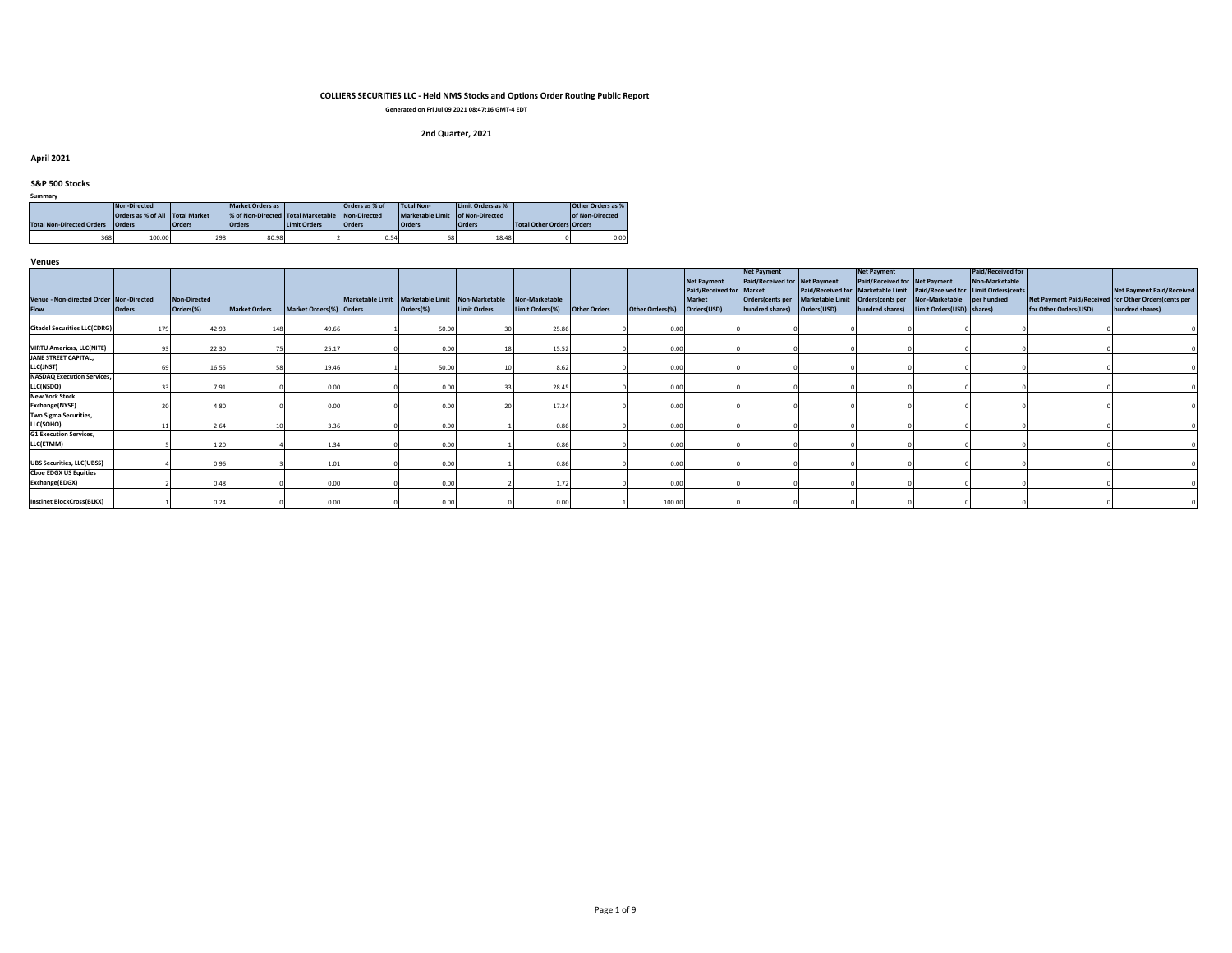# COLLIERS SECURITIES LLC - Held NMS Stocks and Options Order Routing Public Report

**Generated on Fri Jul 09 2021 08:47:16 GMT-4 EDT**

**2nd Quarter, 2021**

## April 2021

### S&P 500 Stocks

**Summary**

| Total Non-Directed Orders | Non-Directed Orders as % of All Orders | Total Market Orders | Market Orders as % of Non-Directed Orders | Total Marketable Limit Orders | Orders as % of Non-Directed Orders | Total Non-Marketable Limit Orders | Limit Orders as % of Non-Directed Orders | Total Other Orders | Other Orders as % of Non-Directed Orders |
|---|---|---|---|---|---|---|---|---|---|
| 368 | 100.00 | 298 | 80.98 | 2 | 0.54 | 68 | 18.48 | 0 | 0.00 |

**Venues**

| Venue - Non-directed Order Flow | Non-Directed Orders | Non-Directed Orders(%) | Market Orders | Market Orders(%) | Marketable Limit Orders | Marketable Limit Orders(%) | Non-Marketable Limit Orders | Non-Marketable Limit Orders(%) | Other Orders | Other Orders(%) | Net Payment Paid/Received for Market Orders(USD) | Net Payment Paid/Received for Market Orders(cents per hundred shares) | Net Payment Paid/Received for Marketable Limit Orders(USD) | Net Payment Paid/Received for Marketable Limit Orders(cents per hundred shares) | Net Payment Paid/Received for Non-Marketable Limit Orders(USD) | Paid/Received for Non-Marketable Limit Orders(cents per hundred shares) | Net Payment Paid/Received for Other Orders(USD) | Net Payment Paid/Received for Other Orders(cents per hundred shares) |
|---|---|---|---|---|---|---|---|---|---|---|---|---|---|---|---|---|---|---|
| Citadel Securities LLC(CDRG) | 179 | 42.93 | 148 | 49.66 | 1 | 50.00 | 30 | 25.86 | 0 | 0.00 | 0 | 0 | 0 | 0 | 0 | 0 | 0 | 0 |
| VIRTU Americas, LLC(NITE) | 93 | 22.30 | 75 | 25.17 | 0 | 0.00 | 18 | 15.52 | 0 | 0.00 | 0 | 0 | 0 | 0 | 0 | 0 | 0 | 0 |
| JANE STREET CAPITAL, LLC(JNST) | 69 | 16.55 | 58 | 19.46 | 1 | 50.00 | 10 | 8.62 | 0 | 0.00 | 0 | 0 | 0 | 0 | 0 | 0 | 0 | 0 |
| NASDAQ Execution Services, LLC(NSDQ) | 33 | 7.91 | 0 | 0.00 | 0 | 0.00 | 33 | 28.45 | 0 | 0.00 | 0 | 0 | 0 | 0 | 0 | 0 | 0 | 0 |
| New York Stock Exchange(NYSE) | 20 | 4.80 | 0 | 0.00 | 0 | 0.00 | 20 | 17.24 | 0 | 0.00 | 0 | 0 | 0 | 0 | 0 | 0 | 0 | 0 |
| Two Sigma Securities, LLC(SOHO) | 11 | 2.64 | 10 | 3.36 | 0 | 0.00 | 1 | 0.86 | 0 | 0.00 | 0 | 0 | 0 | 0 | 0 | 0 | 0 | 0 |
| G1 Execution Services, LLC(ETMM) | 5 | 1.20 | 4 | 1.34 | 0 | 0.00 | 1 | 0.86 | 0 | 0.00 | 0 | 0 | 0 | 0 | 0 | 0 | 0 | 0 |
| UBS Securities, LLC(UBSS) | 4 | 0.96 | 3 | 1.01 | 0 | 0.00 | 1 | 0.86 | 0 | 0.00 | 0 | 0 | 0 | 0 | 0 | 0 | 0 | 0 |
| Cboe EDGX US Equities Exchange(EDGX) | 2 | 0.48 | 0 | 0.00 | 0 | 0.00 | 2 | 1.72 | 0 | 0.00 | 0 | 0 | 0 | 0 | 0 | 0 | 0 | 0 |
| Instinet BlockCross(BLKX) | 1 | 0.24 | 0 | 0.00 | 0 | 0.00 | 0 | 0.00 | 1 | 100.00 | 0 | 0 | 0 | 0 | 0 | 0 | 0 | 0 |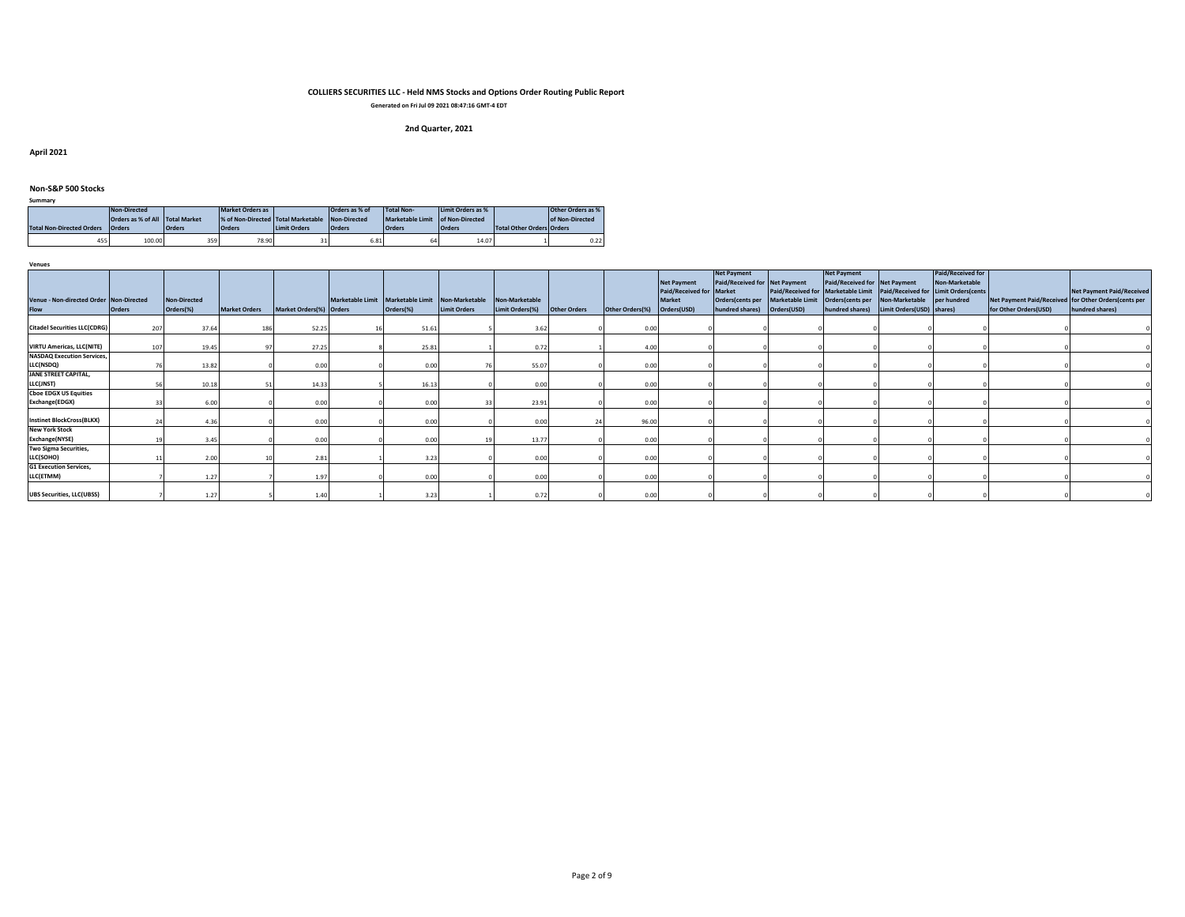# COLLIERS SECURITIES LLC - Held NMS Stocks and Options Order Routing Public Report

**Generated on Fri Jul 09 2021 08:47:16 GMT-4 EDT**

**2nd Quarter, 2021**

## April 2021

### Non-S&P 500 Stocks

**Summary**

| Total Non-Directed Orders | Non-Directed Orders as % of All Orders | Total Market Orders | Market Orders as % of Non-Directed Orders | Total Marketable Limit Orders | Marketable Limit Orders as % of Non-Directed Orders | Total Non-Marketable Limit Orders | Non-Marketable Limit Orders as % of Non-Directed Orders | Total Other Orders | Other Orders as % of Non-Directed Orders |
|---|---|---|---|---|---|---|---|---|---|
| 455 | 100.00 | 359 | 78.90 | 31 | 6.81 | 64 | 14.07 | 1 | 0.22 |

**Venues**

| Venue - Non-directed Order Flow | Non-Directed Orders | Non-Directed Orders(%) | Market Orders | Market Orders(%) | Marketable Limit Orders | Marketable Limit Orders(%) | Non-Marketable Limit Orders | Non-Marketable Limit Orders(%) | Other Orders | Other Orders(%) | Net Payment Paid/Received for Market Orders(USD) | Net Payment Paid/Received for Market Orders(cents per hundred shares) | Net Payment Paid/Received for Marketable Limit Orders(USD) | Net Payment Paid/Received for Marketable Limit Orders(cents per hundred shares) | Net Payment Paid/Received for Non-Marketable Limit Orders(USD) | Net Payment Paid/Received for Non-Marketable Limit Orders(cents per hundred shares) | Net Payment Paid/Received for Other Orders(USD) | Net Payment Paid/Received for Other Orders(cents per hundred shares) |
|---|---|---|---|---|---|---|---|---|---|---|---|---|---|---|---|---|---|---|
| Citadel Securities LLC(CDRG) | 207 | 37.64 | 186 | 52.25 | 16 | 51.61 | 5 | 3.62 | 0 | 0.00 | 0 | 0 | 0 | 0 | 0 | 0 | 0 | 0 |
| VIRTU Americas, LLC(NITE) | 107 | 19.45 | 97 | 27.25 | 8 | 25.81 | 1 | 0.72 | 1 | 4.00 | 0 | 0 | 0 | 0 | 0 | 0 | 0 | 0 |
| NASDAQ Execution Services, LLC(NSDQ) | 76 | 13.82 | 0 | 0.00 | 0 | 0.00 | 76 | 55.07 | 0 | 0.00 | 0 | 0 | 0 | 0 | 0 | 0 | 0 | 0 |
| JANE STREET CAPITAL, LLC(JNST) | 56 | 10.18 | 51 | 14.33 | 5 | 16.13 | 0 | 0.00 | 0 | 0.00 | 0 | 0 | 0 | 0 | 0 | 0 | 0 | 0 |
| Cboe EDGX US Equities Exchange(EDGX) | 33 | 6.00 | 0 | 0.00 | 0 | 0.00 | 33 | 23.91 | 0 | 0.00 | 0 | 0 | 0 | 0 | 0 | 0 | 0 | 0 |
| Instinet BlockCross(BLKX) | 24 | 4.36 | 0 | 0.00 | 0 | 0.00 | 0 | 0.00 | 24 | 96.00 | 0 | 0 | 0 | 0 | 0 | 0 | 0 | 0 |
| New York Stock Exchange(NYSE) | 19 | 3.45 | 0 | 0.00 | 0 | 0.00 | 19 | 13.77 | 0 | 0.00 | 0 | 0 | 0 | 0 | 0 | 0 | 0 | 0 |
| Two Sigma Securities, LLC(SOHO) | 11 | 2.00 | 10 | 2.81 | 1 | 3.23 | 0 | 0.00 | 0 | 0.00 | 0 | 0 | 0 | 0 | 0 | 0 | 0 | 0 |
| G1 Execution Services, LLC(ETMM) | 7 | 1.27 | 7 | 1.97 | 0 | 0.00 | 0 | 0.00 | 0 | 0.00 | 0 | 0 | 0 | 0 | 0 | 0 | 0 | 0 |
| UBS Securities, LLC(UBSS) | 7 | 1.27 | 5 | 1.40 | 1 | 3.23 | 1 | 0.72 | 0 | 0.00 | 0 | 0 | 0 | 0 | 0 | 0 | 0 | 0 |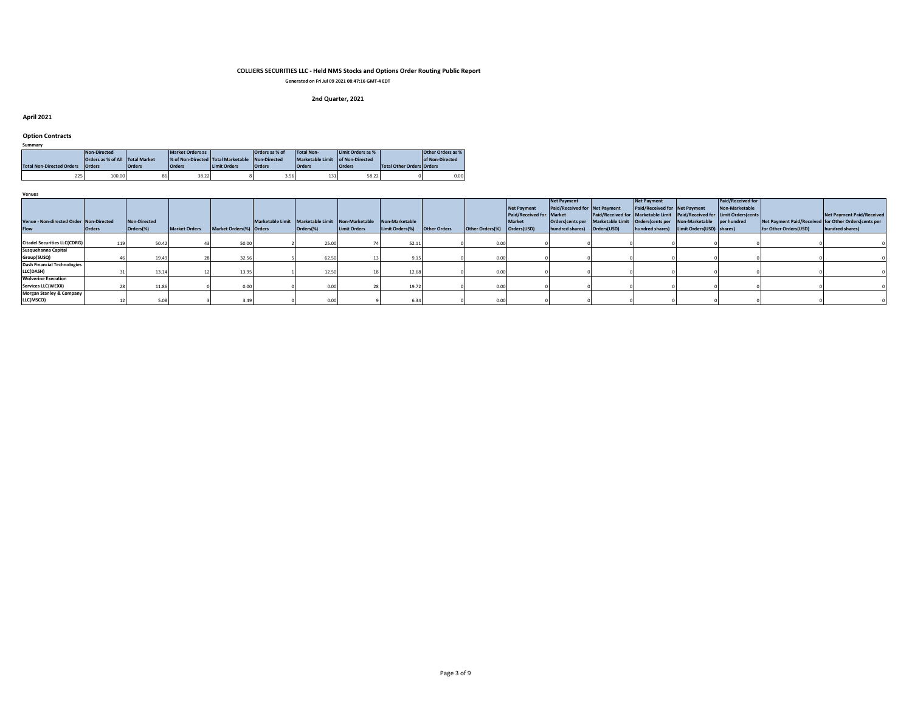**COLLIERS SECURITIES LLC - Held NMS Stocks and Options Order Routing Public Report**

**Generated on Fri Jul 09 2021 08:47:16 GMT-4 EDT**

**2nd Quarter, 2021**

## April 2021

### Option Contracts

**Summary**

| Total Non-Directed Orders | Non-Directed Orders as % of All Orders | Total Market Orders | Market Orders as % of Non-Directed Orders | Total Marketable Limit Orders | Marketable Limit Orders as % of Non-Directed Orders | Total Non-Marketable Limit Orders | Limit Orders as % of Non-Directed Orders | Total Other Orders | Other Orders as % of Non-Directed Orders |
|---|---|---|---|---|---|---|---|---|---|
| 225 | 100.00 | 86 | 38.22 | 8 | 3.56 | 131 | 58.22 | 0 | 0.00 |

**Venues**

| Venue - Non-directed Order Flow | Non-Directed Orders | Non-Directed Orders(%) | Market Orders | Market Orders(%) | Marketable Limit Orders | Marketable Limit Orders(%) | Non-Marketable Limit Orders | Non-Marketable Limit Orders(%) | Other Orders | Other Orders(%) | Net Payment Paid/Received for Market Orders(USD) | Net Payment Paid/Received for Market Orders(cents per hundred shares) | Net Payment Paid/Received for Marketable Limit Orders(USD) | Net Payment Paid/Received for Marketable Limit Orders(cents per hundred shares) | Net Payment Paid/Received for Non-Marketable Limit Orders(USD) | Net Payment Paid/Received for Non-Marketable Limit Orders(cents per hundred shares) | Net Payment Paid/Received for Other Orders(USD) | Net Payment Paid/Received for Other Orders(cents per hundred shares) |
|---|---|---|---|---|---|---|---|---|---|---|---|---|---|---|---|---|---|---|
| Citadel Securities LLC(CDRG) | 119 | 50.42 | 43 | 50.00 | 2 | 25.00 | 74 | 52.11 | 0 | 0.00 | 0 | 0 | 0 | 0 | 0 | 0 | 0 | 0 |
| Susquehanna Capital Group(SUSQ) | 46 | 19.49 | 28 | 32.56 | 5 | 62.50 | 13 | 9.15 | 0 | 0.00 | 0 | 0 | 0 | 0 | 0 | 0 | 0 | 0 |
| Dash Financial Technologies LLC(DASH) | 31 | 13.14 | 12 | 13.95 | 1 | 12.50 | 18 | 12.68 | 0 | 0.00 | 0 | 0 | 0 | 0 | 0 | 0 | 0 | 0 |
| Wolverine Execution Services LLC(WEXX) | 28 | 11.86 | 0 | 0.00 | 0 | 0.00 | 28 | 19.72 | 0 | 0.00 | 0 | 0 | 0 | 0 | 0 | 0 | 0 | 0 |
| Morgan Stanley & Company LLC(MSCO) | 12 | 5.08 | 3 | 3.49 | 0 | 0.00 | 9 | 6.34 | 0 | 0.00 | 0 | 0 | 0 | 0 | 0 | 0 | 0 | 0 |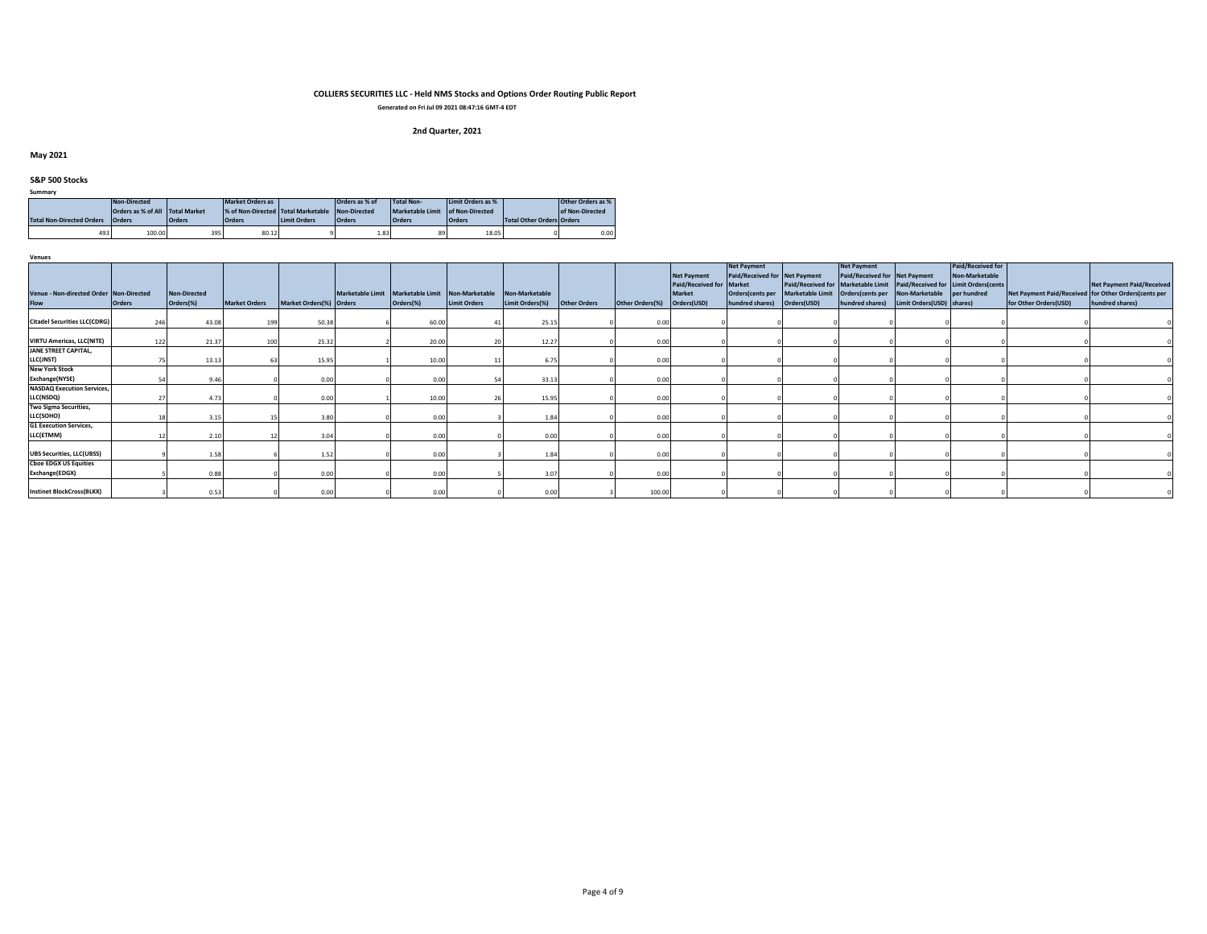# COLLIERS SECURITIES LLC - Held NMS Stocks and Options Order Routing Public Report

**Generated on Fri Jul 09 2021 08:47:16 GMT-4 EDT**

**2nd Quarter, 2021**

## May 2021

### S&P 500 Stocks

**Summary**

| Total Non-Directed Orders | Non-Directed Orders as % of All Orders | Total Market Orders | Market Orders as % of Non-Directed Orders | Total Marketable Limit Orders | Marketable Limit Orders as % of Non-Directed Orders | Total Non-Marketable Limit Orders | Non-Marketable Limit Orders as % of Non-Directed Orders | Total Other Orders | Other Orders as % of Non-Directed Orders |
|---|---|---|---|---|---|---|---|---|---|
| 493 | 100.00 | 395 | 80.12 | 9 | 1.83 | 89 | 18.05 | 0 | 0.00 |

**Venues**

| Venue - Non-directed Order Flow | Non-Directed Orders | Non-Directed Orders(%) | Market Orders | Market Orders(%) | Marketable Limit Orders | Marketable Limit Orders(%) | Non-Marketable Limit Orders | Non-Marketable Limit Orders(%) | Other Orders | Other Orders(%) | Net Payment Paid/Received for Market Orders(USD) | Net Payment Paid/Received for Market Orders(cents per hundred shares) | Net Payment Paid/Received for Marketable Limit Orders(USD) | Net Payment Paid/Received for Marketable Limit Orders(cents per hundred shares) | Net Payment Paid/Received for Non-Marketable Limit Orders(USD) | Net Payment Paid/Received for Non-Marketable Limit Orders(cents per hundred shares) | Net Payment Paid/Received for Other Orders(USD) | Net Payment Paid/Received for Other Orders(cents per hundred shares) |
|---|---|---|---|---|---|---|---|---|---|---|---|---|---|---|---|---|---|---|
| Citadel Securities LLC(CDRG) | 246 | 43.08 | 199 | 50.38 | 6 | 60.00 | 41 | 25.15 | 0 | 0.00 | 0 | 0 | 0 | 0 | 0 | 0 | 0 | 0 |
| VIRTU Americas, LLC(NITE) | 122 | 21.37 | 100 | 25.32 | 2 | 20.00 | 20 | 12.27 | 0 | 0.00 | 0 | 0 | 0 | 0 | 0 | 0 | 0 | 0 |
| JANE STREET CAPITAL, LLC(JNST) | 75 | 13.13 | 63 | 15.95 | 1 | 10.00 | 11 | 6.75 | 0 | 0.00 | 0 | 0 | 0 | 0 | 0 | 0 | 0 | 0 |
| New York Stock Exchange(NYSE) | 54 | 9.46 | 0 | 0.00 | 0 | 0.00 | 54 | 33.13 | 0 | 0.00 | 0 | 0 | 0 | 0 | 0 | 0 | 0 | 0 |
| NASDAQ Execution Services, LLC(NSDQ) | 27 | 4.73 | 0 | 0.00 | 1 | 10.00 | 26 | 15.95 | 0 | 0.00 | 0 | 0 | 0 | 0 | 0 | 0 | 0 | 0 |
| Two Sigma Securities, LLC(SOHO) | 18 | 3.15 | 15 | 3.80 | 0 | 0.00 | 3 | 1.84 | 0 | 0.00 | 0 | 0 | 0 | 0 | 0 | 0 | 0 | 0 |
| G1 Execution Services, LLC(ETMM) | 12 | 2.10 | 12 | 3.04 | 0 | 0.00 | 0 | 0.00 | 0 | 0.00 | 0 | 0 | 0 | 0 | 0 | 0 | 0 | 0 |
| UBS Securities, LLC(UBSS) | 9 | 1.58 | 6 | 1.52 | 0 | 0.00 | 3 | 1.84 | 0 | 0.00 | 0 | 0 | 0 | 0 | 0 | 0 | 0 | 0 |
| Cboe EDGX US Equities Exchange(EDGX) | 5 | 0.88 | 0 | 0.00 | 0 | 0.00 | 5 | 3.07 | 0 | 0.00 | 0 | 0 | 0 | 0 | 0 | 0 | 0 | 0 |
| Instinet BlockCross(BLKX) | 3 | 0.53 | 0 | 0.00 | 0 | 0.00 | 0 | 0.00 | 3 | 100.00 | 0 | 0 | 0 | 0 | 0 | 0 | 0 | 0 |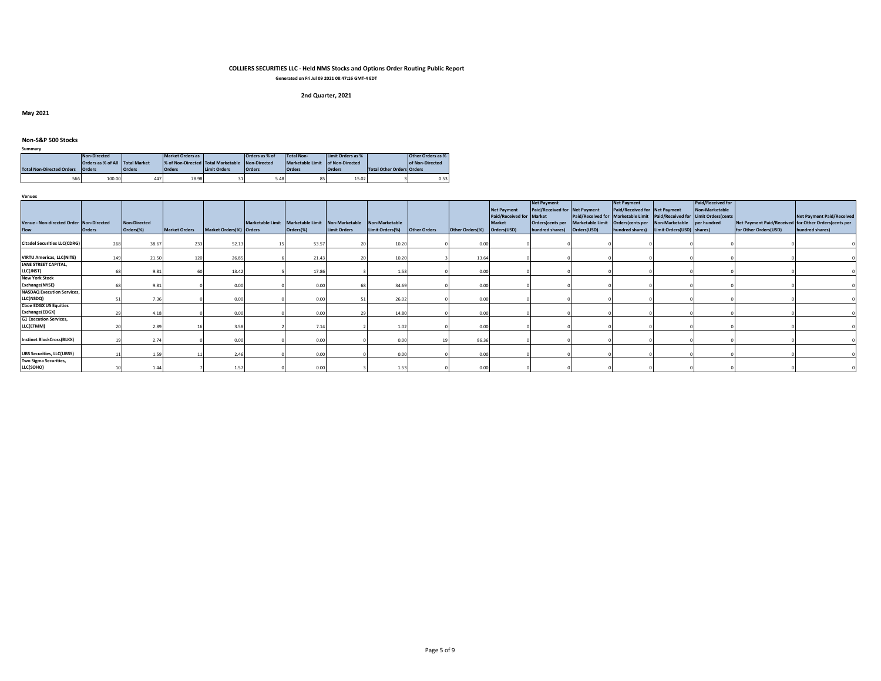# COLLIERS SECURITIES LLC - Held NMS Stocks and Options Order Routing Public Report

**Generated on Fri Jul 09 2021 08:47:16 GMT-4 EDT**

**2nd Quarter, 2021**

**May 2021**

### Non-S&P 500 Stocks

**Summary**

| Total Non-Directed Orders | Non-Directed Orders as % of All Orders | Total Market Orders | Market Orders as % of Non-Directed Orders | Total Marketable Limit Orders | Marketable Limit Orders as % of Non-Directed Orders | Total Non-Marketable Limit Orders | Limit Orders as % of Non-Directed Orders | Total Other Orders | Other Orders as % of Non-Directed Orders |
|---|---|---|---|---|---|---|---|---|---|
| 566 | 100.00 | 447 | 78.98 | 31 | 5.48 | 85 | 15.02 | 3 | 0.53 |

**Venues**

| Venue - Non-directed Order Flow | Non-Directed Orders | Non-Directed Orders(%) | Market Orders | Market Orders(%) | Marketable Limit Orders | Marketable Limit Orders(%) | Non-Marketable Limit Orders | Non-Marketable Limit Orders(%) | Other Orders | Other Orders(%) | Net Payment Paid/Received for Market Orders(USD) | Net Payment Paid/Received for Market Orders(cents per hundred shares) | Net Payment Paid/Received for Marketable Limit Orders(USD) | Net Payment Paid/Received for Marketable Limit Orders(cents per hundred shares) | Net Payment Paid/Received for Non-Marketable Limit Orders(USD) | Net Payment Paid/Received for Non-Marketable Limit Orders(cents per hundred shares) | Net Payment Paid/Received for Other Orders(USD) | Net Payment Paid/Received for Other Orders(cents per hundred shares) |
|---|---|---|---|---|---|---|---|---|---|---|---|---|---|---|---|---|---|---|
| Citadel Securities LLC(CDRG) | 268 | 38.67 | 233 | 52.13 | 15 | 53.57 | 20 | 10.20 | 0 | 0.00 | 0 | 0 | 0 | 0 | 0 | 0 | 0 | 0 |
| VIRTU Americas, LLC(NITE) | 149 | 21.50 | 120 | 26.85 | 6 | 21.43 | 20 | 10.20 | 3 | 13.64 | 0 | 0 | 0 | 0 | 0 | 0 | 0 | 0 |
| JANE STREET CAPITAL, LLC(JNST) | 68 | 9.81 | 60 | 13.42 | 5 | 17.86 | 3 | 1.53 | 0 | 0.00 | 0 | 0 | 0 | 0 | 0 | 0 | 0 | 0 |
| New York Stock Exchange(NYSE) | 68 | 9.81 | 0 | 0.00 | 0 | 0.00 | 68 | 34.69 | 0 | 0.00 | 0 | 0 | 0 | 0 | 0 | 0 | 0 | 0 |
| NASDAQ Execution Services, LLC(NSDQ) | 51 | 7.36 | 0 | 0.00 | 0 | 0.00 | 51 | 26.02 | 0 | 0.00 | 0 | 0 | 0 | 0 | 0 | 0 | 0 | 0 |
| Cboe EDGX US Equities Exchange(EDGX) | 29 | 4.18 | 0 | 0.00 | 0 | 0.00 | 29 | 14.80 | 0 | 0.00 | 0 | 0 | 0 | 0 | 0 | 0 | 0 | 0 |
| G1 Execution Services, LLC(ETMM) | 20 | 2.89 | 16 | 3.58 | 2 | 7.14 | 2 | 1.02 | 0 | 0.00 | 0 | 0 | 0 | 0 | 0 | 0 | 0 | 0 |
| Instinet BlockCross(BLKX) | 19 | 2.74 | 0 | 0.00 | 0 | 0.00 | 0 | 0.00 | 19 | 86.36 | 0 | 0 | 0 | 0 | 0 | 0 | 0 | 0 |
| UBS Securities, LLC(UBSS) | 11 | 1.59 | 11 | 2.46 | 0 | 0.00 | 0 | 0.00 | 0 | 0.00 | 0 | 0 | 0 | 0 | 0 | 0 | 0 | 0 |
| Two Sigma Securities, LLC(SOHO) | 10 | 1.44 | 7 | 1.57 | 0 | 0.00 | 3 | 1.53 | 0 | 0.00 | 0 | 0 | 0 | 0 | 0 | 0 | 0 | 0 |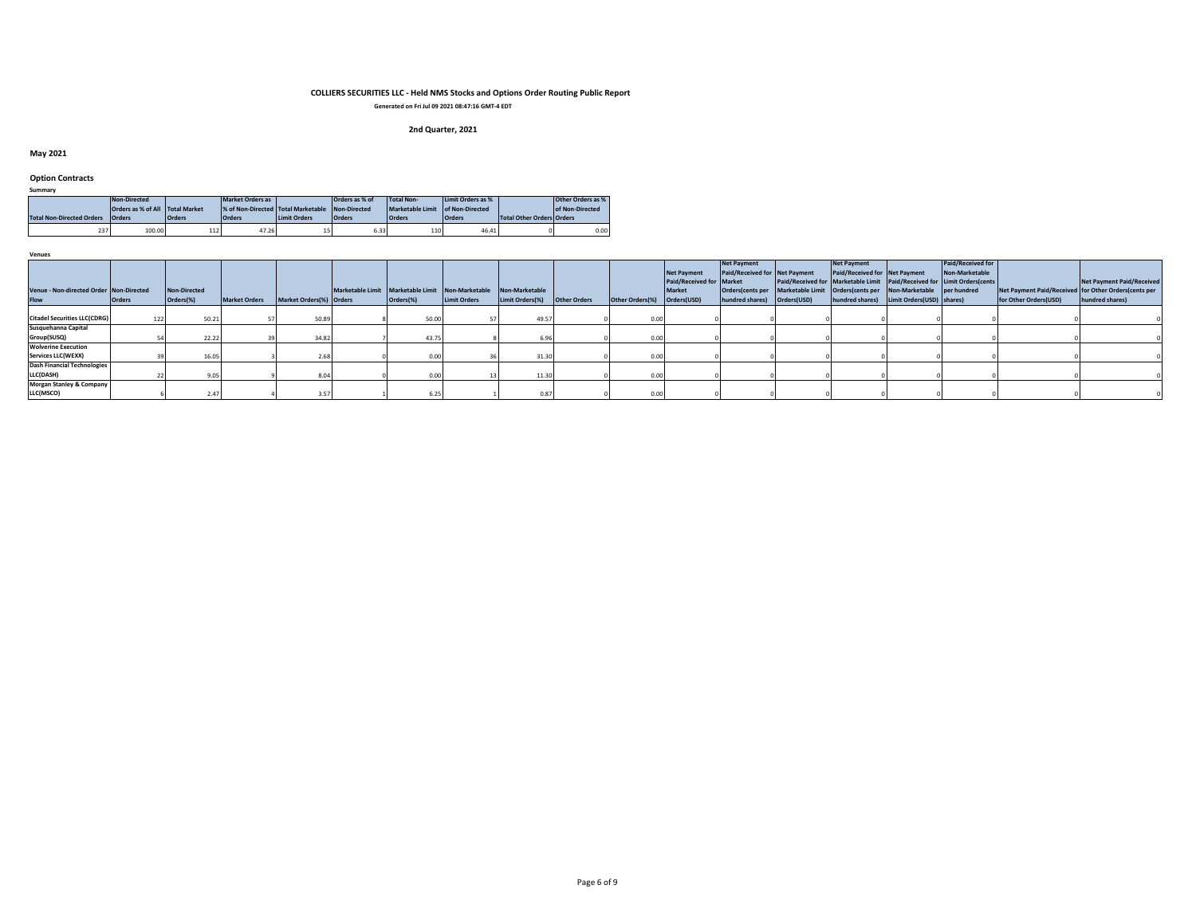# COLLIERS SECURITIES LLC - Held NMS Stocks and Options Order Routing Public Report

**Generated on Fri Jul 09 2021 08:47:16 GMT-4 EDT**

**2nd Quarter, 2021**

## May 2021

### Option Contracts

**Summary**

| Total Non-Directed Orders | Non-Directed Orders as % of All Orders | Total Market Orders | Market Orders as % of Non-Directed Orders | Total Marketable Limit Orders | Orders as % of Non-Directed Orders | Total Non-Marketable Limit Orders | Limit Orders as % of Non-Directed Orders | Total Other Orders | Other Orders as % of Non-Directed Orders |
|---|---|---|---|---|---|---|---|---|---|
| 237 | 100.00 | 112 | 47.26 | 15 | 6.33 | 110 | 46.41 | 0 | 0.00 |

**Venues**

| Venue - Non-directed Order Flow | Non-Directed Orders | Non-Directed Orders(%) | Market Orders | Market Orders(%) | Marketable Limit Orders | Marketable Limit Orders(%) | Non-Marketable Limit Orders | Non-Marketable Limit Orders(%) | Other Orders | Other Orders(%) | Net Payment Paid/Received for Market Orders(USD) | Net Payment Paid/Received for Market Orders(cents per hundred shares) | Net Payment Paid/Received for Marketable Limit Orders(USD) | Net Payment Paid/Received for Marketable Limit Orders(cents per hundred shares) | Net Payment Paid/Received for Non-Marketable Limit Orders(USD) | Net Payment Paid/Received for Non-Marketable Limit Orders(cents per hundred shares) | Net Payment Paid/Received for Other Orders(USD) | Net Payment Paid/Received for Other Orders(cents per hundred shares) |
|---|---|---|---|---|---|---|---|---|---|---|---|---|---|---|---|---|---|---|
| Citadel Securities LLC(CDRG) | 122 | 50.21 | 57 | 50.89 | 8 | 50.00 | 57 | 49.57 | 0 | 0.00 | 0 | 0 | 0 | 0 | 0 | 0 | 0 | 0 |
| Susquehanna Capital Group(SUSQ) | 54 | 22.22 | 39 | 34.82 | 7 | 43.75 | 8 | 6.96 | 0 | 0.00 | 0 | 0 | 0 | 0 | 0 | 0 | 0 | 0 |
| Wolverine Execution Services LLC(WEXX) | 39 | 16.05 | 3 | 2.68 | 0 | 0.00 | 36 | 31.30 | 0 | 0.00 | 0 | 0 | 0 | 0 | 0 | 0 | 0 | 0 |
| Dash Financial Technologies LLC(DASH) | 22 | 9.05 | 9 | 8.04 | 0 | 0.00 | 13 | 11.30 | 0 | 0.00 | 0 | 0 | 0 | 0 | 0 | 0 | 0 | 0 |
| Morgan Stanley & Company LLC(MSCO) | 6 | 2.47 | 4 | 3.57 | 1 | 6.25 | 1 | 0.87 | 0 | 0.00 | 0 | 0 | 0 | 0 | 0 | 0 | 0 | 0 |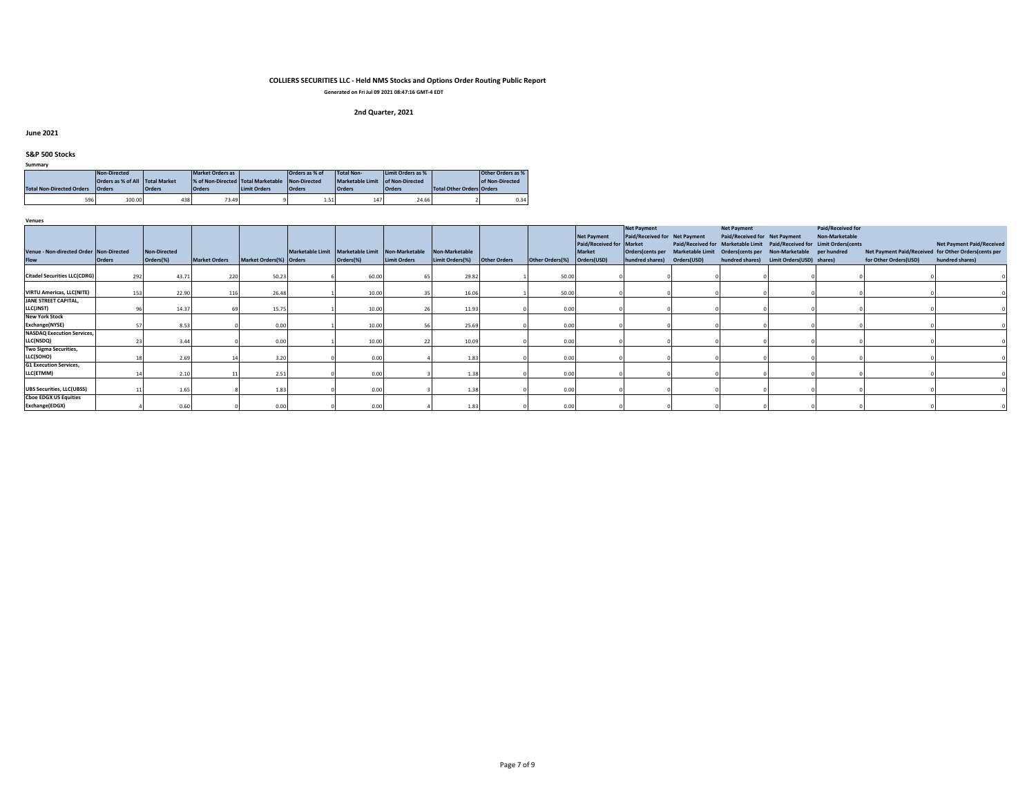# COLLIERS SECURITIES LLC - Held NMS Stocks and Options Order Routing Public Report

**Generated on Fri Jul 09 2021 08:47:16 GMT-4 EDT**

**2nd Quarter, 2021**

## June 2021

### S&P 500 Stocks

**Summary**

| Total Non-Directed Orders | Non-Directed Orders as % of All Orders | Total Market Orders | Market Orders as % of Non-Directed Orders | Total Marketable Limit Orders | Marketable Limit Orders as % of Non-Directed Orders | Total Non-Marketable Limit Orders | Limit Orders as % of Non-Directed Orders | Total Other Orders | Other Orders as % of Non-Directed Orders |
|---|---|---|---|---|---|---|---|---|---|
| 596 | 100.00 | 438 | 73.49 | 9 | 1.51 | 147 | 24.66 | 2 | 0.34 |

**Venues**

| Venue - Non-directed Order Flow | Non-Directed Orders | Non-Directed Orders(%) | Market Orders | Market Orders(%) | Marketable Limit Orders | Marketable Limit Orders(%) | Non-Marketable Limit Orders | Non-Marketable Limit Orders(%) | Other Orders | Other Orders(%) | Net Payment Paid/Received for Market Orders(USD) | Net Payment Paid/Received for Market Orders(cents per hundred shares) | Net Payment Paid/Received for Marketable Limit Orders(USD) | Net Payment Paid/Received for Marketable Limit Orders(cents per hundred shares) | Net Payment Paid/Received for Non-Marketable Limit Orders(USD) | Net Payment Paid/Received for Non-Marketable Limit Orders(cents per hundred shares) | Net Payment Paid/Received for Other Orders(USD) | Net Payment Paid/Received for Other Orders(cents per hundred shares) |
|---|---|---|---|---|---|---|---|---|---|---|---|---|---|---|---|---|---|---|
| Citadel Securities LLC(CDRG) | 292 | 43.71 | 220 | 50.23 | 6 | 60.00 | 65 | 29.82 | 1 | 50.00 | 0 | 0 | 0 | 0 | 0 | 0 | 0 | 0 |
| VIRTU Americas, LLC(NITE) | 153 | 22.90 | 116 | 26.48 | 1 | 10.00 | 35 | 16.06 | 1 | 50.00 | 0 | 0 | 0 | 0 | 0 | 0 | 0 | 0 |
| JANE STREET CAPITAL, LLC(JNST) | 96 | 14.37 | 69 | 15.75 | 1 | 10.00 | 26 | 11.93 | 0 | 0.00 | 0 | 0 | 0 | 0 | 0 | 0 | 0 | 0 |
| New York Stock Exchange(NYSE) | 57 | 8.53 | 0 | 0.00 | 1 | 10.00 | 56 | 25.69 | 0 | 0.00 | 0 | 0 | 0 | 0 | 0 | 0 | 0 | 0 |
| NASDAQ Execution Services, LLC(NSDQ) | 23 | 3.44 | 0 | 0.00 | 1 | 10.00 | 22 | 10.09 | 0 | 0.00 | 0 | 0 | 0 | 0 | 0 | 0 | 0 | 0 |
| Two Sigma Securities, LLC(SOHO) | 18 | 2.69 | 14 | 3.20 | 0 | 0.00 | 4 | 1.83 | 0 | 0.00 | 0 | 0 | 0 | 0 | 0 | 0 | 0 | 0 |
| G1 Execution Services, LLC(ETMM) | 14 | 2.10 | 11 | 2.51 | 0 | 0.00 | 3 | 1.38 | 0 | 0.00 | 0 | 0 | 0 | 0 | 0 | 0 | 0 | 0 |
| UBS Securities, LLC(UBSS) | 11 | 1.65 | 8 | 1.83 | 0 | 0.00 | 3 | 1.38 | 0 | 0.00 | 0 | 0 | 0 | 0 | 0 | 0 | 0 | 0 |
| Cboe EDGX US Equities Exchange(EDGX) | 4 | 0.60 | 0 | 0.00 | 0 | 0.00 | 4 | 1.83 | 0 | 0.00 | 0 | 0 | 0 | 0 | 0 | 0 | 0 | 0 |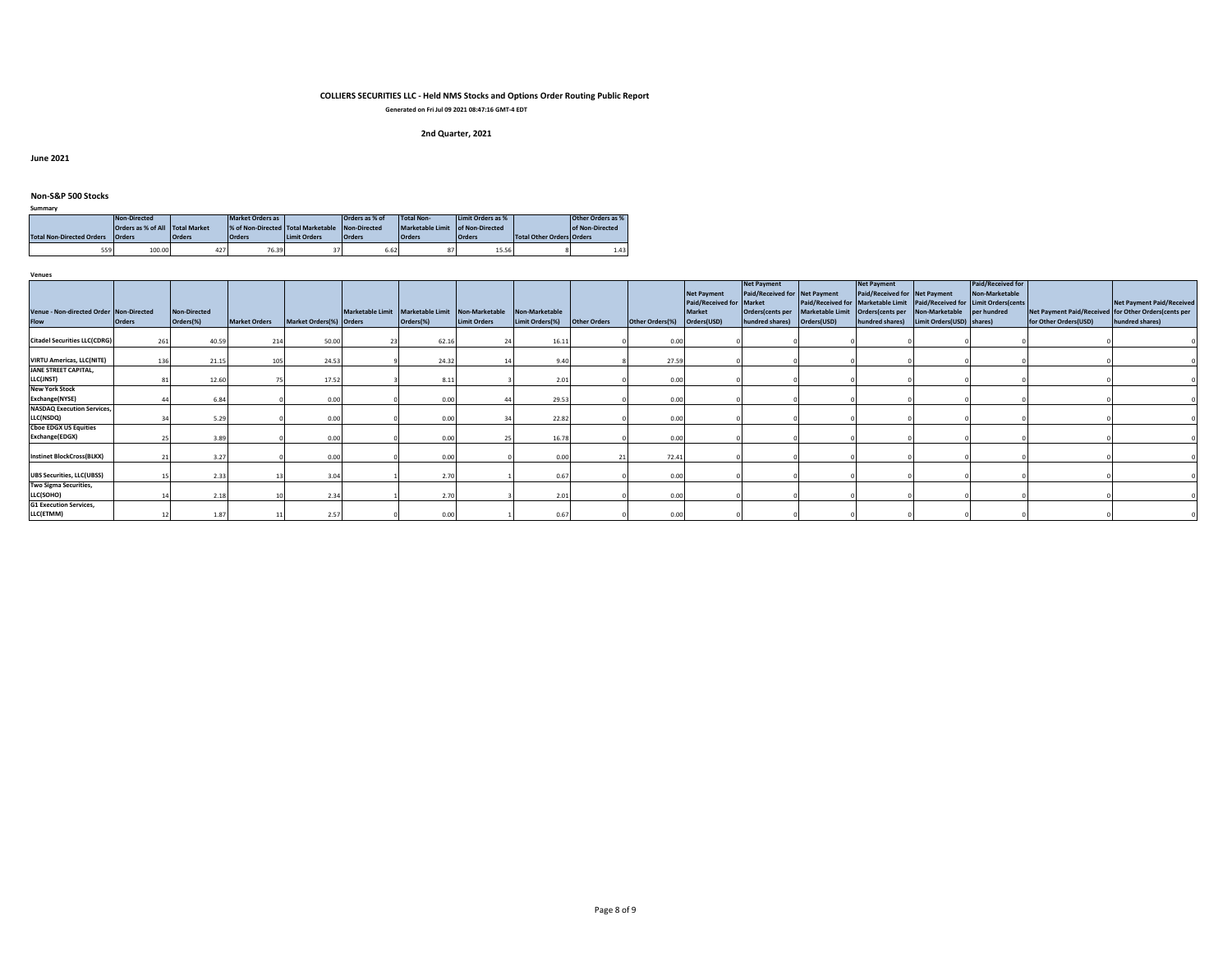**COLLIERS SECURITIES LLC - Held NMS Stocks and Options Order Routing Public Report**

**Generated on Fri Jul 09 2021 08:47:16 GMT-4 EDT**

**2nd Quarter, 2021**

**June 2021**

**Non-S&P 500 Stocks**

**Summary**

| Total Non-Directed Orders | Non-Directed Orders as % of All Orders | Total Market Orders | Market Orders as % of Non-Directed Orders | Total Marketable Limit Orders | Orders as % of Non-Directed Orders | Total Non-Marketable Limit Orders | Limit Orders as % of Non-Directed Orders | Total Other Orders | Other Orders as % of Non-Directed Orders |
|---|---|---|---|---|---|---|---|---|---|
| 559 | 100.00 | 427 | 76.39 | 37 | 6.62 | 87 | 15.56 | 8 | 1.43 |

**Venues**

| Venue - Non-directed Order Flow | Non-Directed Orders | Non-Directed Orders(%) | Market Orders | Market Orders(%) | Marketable Limit Orders | Marketable Limit Orders(%) | Non-Marketable Limit Orders | Non-Marketable Limit Orders(%) | Other Orders | Other Orders(%) | Net Payment Paid/Received for Market Orders(USD) | Net Payment Paid/Received for Market Orders(cents per hundred shares) | Net Payment Paid/Received for Marketable Limit Orders(USD) | Net Payment Paid/Received for Marketable Limit Orders(cents per hundred shares) | Net Payment Paid/Received for Non-Marketable Limit Orders(USD) | Net Payment Paid/Received for Non-Marketable Limit Orders(cents per hundred shares) | Net Payment Paid/Received for Other Orders(USD) | Net Payment Paid/Received for Other Orders(cents per hundred shares) |
|---|---|---|---|---|---|---|---|---|---|---|---|---|---|---|---|---|---|---|
| Citadel Securities LLC(CDRG) | 261 | 40.59 | 214 | 50.00 | 23 | 62.16 | 24 | 16.11 | 0 | 0.00 | 0 | 0 | 0 | 0 | 0 | 0 | 0 | 0 |
| VIRTU Americas, LLC(NITE) | 136 | 21.15 | 105 | 24.53 | 9 | 24.32 | 14 | 9.40 | 8 | 27.59 | 0 | 0 | 0 | 0 | 0 | 0 | 0 | 0 |
| JANE STREET CAPITAL, LLC(JNST) | 81 | 12.60 | 75 | 17.52 | 3 | 8.11 | 3 | 2.01 | 0 | 0.00 | 0 | 0 | 0 | 0 | 0 | 0 | 0 | 0 |
| New York Stock Exchange(NYSE) | 44 | 6.84 | 0 | 0.00 | 0 | 0.00 | 44 | 29.53 | 0 | 0.00 | 0 | 0 | 0 | 0 | 0 | 0 | 0 | 0 |
| NASDAQ Execution Services, LLC(NSDQ) | 34 | 5.29 | 0 | 0.00 | 0 | 0.00 | 34 | 22.82 | 0 | 0.00 | 0 | 0 | 0 | 0 | 0 | 0 | 0 | 0 |
| Cboe EDGX US Equities Exchange(EDGX) | 25 | 3.89 | 0 | 0.00 | 0 | 0.00 | 25 | 16.78 | 0 | 0.00 | 0 | 0 | 0 | 0 | 0 | 0 | 0 | 0 |
| Instinet BlockCross(BLKX) | 21 | 3.27 | 0 | 0.00 | 0 | 0.00 | 0 | 0.00 | 21 | 72.41 | 0 | 0 | 0 | 0 | 0 | 0 | 0 | 0 |
| UBS Securities, LLC(UBSS) | 15 | 2.33 | 13 | 3.04 | 1 | 2.70 | 1 | 0.67 | 0 | 0.00 | 0 | 0 | 0 | 0 | 0 | 0 | 0 | 0 |
| Two Sigma Securities, LLC(SOHO) | 14 | 2.18 | 10 | 2.34 | 1 | 2.70 | 3 | 2.01 | 0 | 0.00 | 0 | 0 | 0 | 0 | 0 | 0 | 0 | 0 |
| G1 Execution Services, LLC(ETMM) | 12 | 1.87 | 11 | 2.57 | 0 | 0.00 | 1 | 0.67 | 0 | 0.00 | 0 | 0 | 0 | 0 | 0 | 0 | 0 | 0 |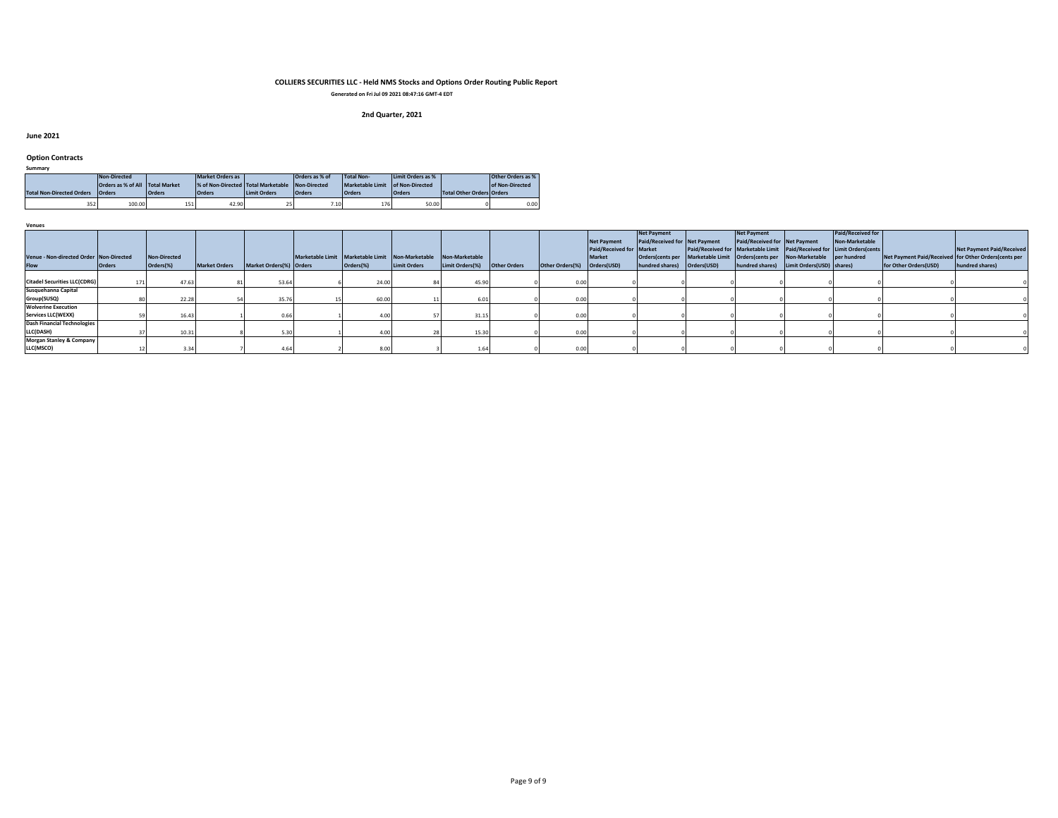# COLLIERS SECURITIES LLC - Held NMS Stocks and Options Order Routing Public Report

**Generated on Fri Jul 09 2021 08:47:16 GMT-4 EDT**

**2nd Quarter, 2021**

**June 2021**

**Option Contracts**

**Summary**

| Total Non-Directed Orders | Non-Directed Orders as % of All Orders | Total Market Orders | Market Orders as % of Non-Directed Orders | Total Marketable Limit Orders | Marketable Limit Orders as % of Non-Directed Orders | Total Non-Marketable Limit Orders | Non-Marketable Limit Orders as % of Non-Directed Orders | Total Other Orders | Other Orders as % of Non-Directed Orders |
|---|---|---|---|---|---|---|---|---|---|
| 352 | 100.00 | 151 | 42.90 | 25 | 7.10 | 176 | 50.00 | 0 | 0.00 |

**Venues**

| Venue - Non-directed Order Flow | Non-Directed Orders | Non-Directed Orders(%) | Market Orders | Market Orders(%) | Marketable Limit Orders | Marketable Limit Orders(%) | Non-Marketable Limit Orders | Non-Marketable Limit Orders(%) | Other Orders | Other Orders(%) | Net Payment Paid/Received for Market Orders(USD) | Net Payment Paid/Received for Market Orders(cents per hundred shares) | Net Payment Paid/Received for Marketable Limit Orders(USD) | Net Payment Paid/Received for Marketable Limit Orders(cents per hundred shares) | Net Payment Paid/Received for Non-Marketable Limit Orders(USD) | Net Payment Paid/Received for Non-Marketable Limit Orders(cents per hundred shares) | Net Payment Paid/Received for Other Orders(USD) | Net Payment Paid/Received for Other Orders(cents per hundred shares) |
|---|---|---|---|---|---|---|---|---|---|---|---|---|---|---|---|---|---|---|
| Citadel Securities LLC(CDRG) | 171 | 47.63 | 81 | 53.64 | 6 | 24.00 | 84 | 45.90 | 0 | 0.00 | 0 | 0 | 0 | 0 | 0 | 0 | 0 | 0 |
| Susquehanna Capital Group(SUSQ) | 80 | 22.28 | 54 | 35.76 | 15 | 60.00 | 11 | 6.01 | 0 | 0.00 | 0 | 0 | 0 | 0 | 0 | 0 | 0 | 0 |
| Wolverine Execution Services LLC(WEXX) | 59 | 16.43 | 1 | 0.66 | 1 | 4.00 | 57 | 31.15 | 0 | 0.00 | 0 | 0 | 0 | 0 | 0 | 0 | 0 | 0 |
| Dash Financial Technologies LLC(DASH) | 37 | 10.31 | 8 | 5.30 | 1 | 4.00 | 28 | 15.30 | 0 | 0.00 | 0 | 0 | 0 | 0 | 0 | 0 | 0 | 0 |
| Morgan Stanley & Company LLC(MSCO) | 12 | 3.34 | 7 | 4.64 | 2 | 8.00 | 3 | 1.64 | 0 | 0.00 | 0 | 0 | 0 | 0 | 0 | 0 | 0 | 0 |